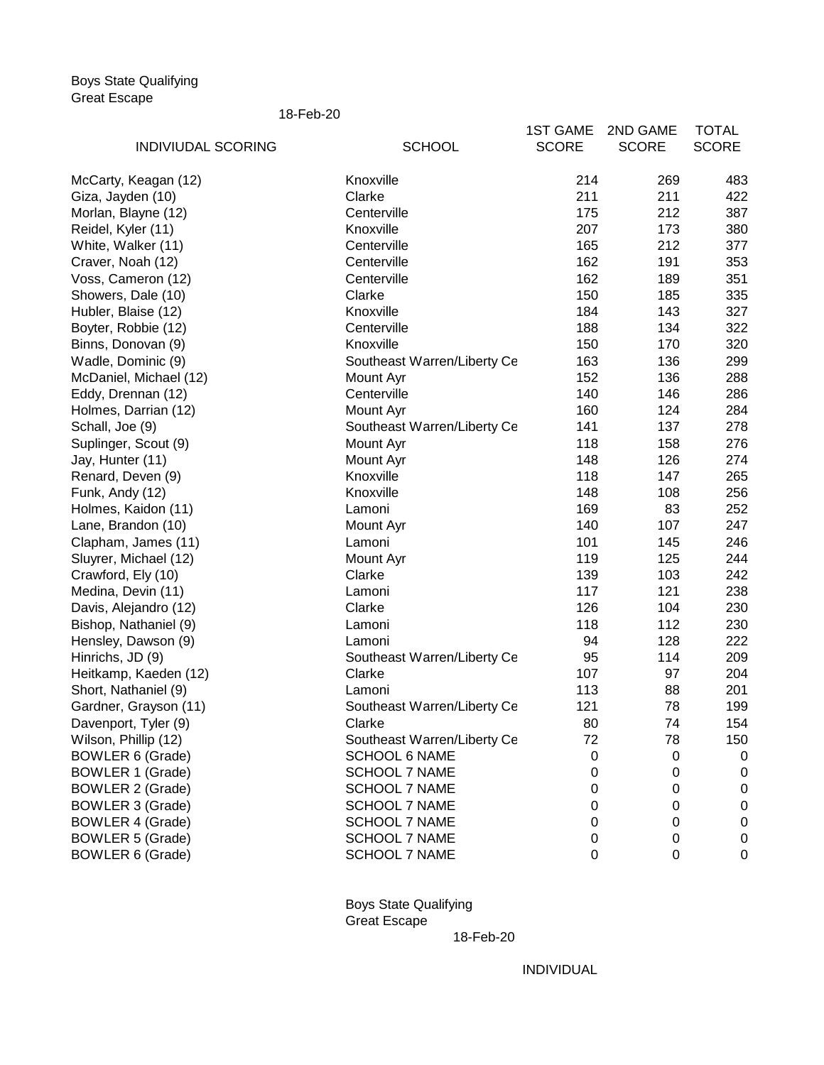Boys State Qualifying
Great Escape

18-Feb-20

| INDIVIUDAL SCORING | SCHOOL | 1ST GAME SCORE | 2ND GAME SCORE | TOTAL SCORE |
|---|---|---|---|---|
| McCarty, Keagan (12) | Knoxville | 214 | 269 | 483 |
| Giza, Jayden (10) | Clarke | 211 | 211 | 422 |
| Morlan, Blayne (12) | Centerville | 175 | 212 | 387 |
| Reidel, Kyler (11) | Knoxville | 207 | 173 | 380 |
| White, Walker (11) | Centerville | 165 | 212 | 377 |
| Craver, Noah (12) | Centerville | 162 | 191 | 353 |
| Voss, Cameron (12) | Centerville | 162 | 189 | 351 |
| Showers, Dale (10) | Clarke | 150 | 185 | 335 |
| Hubler, Blaise (12) | Knoxville | 184 | 143 | 327 |
| Boyter, Robbie (12) | Centerville | 188 | 134 | 322 |
| Binns, Donovan (9) | Knoxville | 150 | 170 | 320 |
| Wadle, Dominic (9) | Southeast Warren/Liberty Ce | 163 | 136 | 299 |
| McDaniel, Michael (12) | Mount Ayr | 152 | 136 | 288 |
| Eddy, Drennan (12) | Centerville | 140 | 146 | 286 |
| Holmes, Darrian (12) | Mount Ayr | 160 | 124 | 284 |
| Schall, Joe (9) | Southeast Warren/Liberty Ce | 141 | 137 | 278 |
| Suplinger, Scout (9) | Mount Ayr | 118 | 158 | 276 |
| Jay, Hunter (11) | Mount Ayr | 148 | 126 | 274 |
| Renard, Deven (9) | Knoxville | 118 | 147 | 265 |
| Funk, Andy (12) | Knoxville | 148 | 108 | 256 |
| Holmes, Kaidon (11) | Lamoni | 169 | 83 | 252 |
| Lane, Brandon (10) | Mount Ayr | 140 | 107 | 247 |
| Clapham, James (11) | Lamoni | 101 | 145 | 246 |
| Sluyrer, Michael (12) | Mount Ayr | 119 | 125 | 244 |
| Crawford, Ely (10) | Clarke | 139 | 103 | 242 |
| Medina, Devin (11) | Lamoni | 117 | 121 | 238 |
| Davis, Alejandro (12) | Clarke | 126 | 104 | 230 |
| Bishop, Nathaniel (9) | Lamoni | 118 | 112 | 230 |
| Hensley, Dawson (9) | Lamoni | 94 | 128 | 222 |
| Hinrichs, JD (9) | Southeast Warren/Liberty Ce | 95 | 114 | 209 |
| Heitkamp, Kaeden (12) | Clarke | 107 | 97 | 204 |
| Short, Nathaniel (9) | Lamoni | 113 | 88 | 201 |
| Gardner, Grayson (11) | Southeast Warren/Liberty Ce | 121 | 78 | 199 |
| Davenport, Tyler (9) | Clarke | 80 | 74 | 154 |
| Wilson, Phillip (12) | Southeast Warren/Liberty Ce | 72 | 78 | 150 |
| BOWLER 6 (Grade) | SCHOOL 6 NAME | 0 | 0 | 0 |
| BOWLER 1 (Grade) | SCHOOL 7 NAME | 0 | 0 | 0 |
| BOWLER 2 (Grade) | SCHOOL 7 NAME | 0 | 0 | 0 |
| BOWLER 3 (Grade) | SCHOOL 7 NAME | 0 | 0 | 0 |
| BOWLER 4 (Grade) | SCHOOL 7 NAME | 0 | 0 | 0 |
| BOWLER 5 (Grade) | SCHOOL 7 NAME | 0 | 0 | 0 |
| BOWLER 6 (Grade) | SCHOOL 7 NAME | 0 | 0 | 0 |

Boys State Qualifying
Great Escape

18-Feb-20

INDIVIDUAL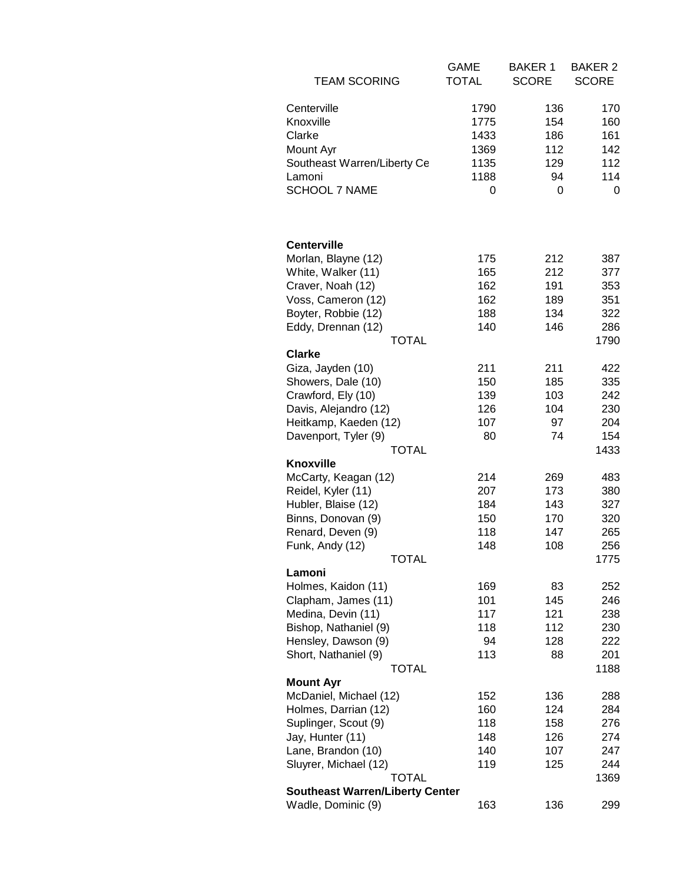| TEAM SCORING | GAME TOTAL | BAKER 1 SCORE | BAKER 2 SCORE |
|---|---|---|---|
| Centerville | 1790 | 136 | 170 |
| Knoxville | 1775 | 154 | 160 |
| Clarke | 1433 | 186 | 161 |
| Mount Ayr | 1369 | 112 | 142 |
| Southeast Warren/Liberty Ce | 1135 | 129 | 112 |
| Lamoni | 1188 | 94 | 114 |
| SCHOOL 7 NAME | 0 | 0 | 0 |

| | | | |
|---|---|---|---|
| **Centerville** | | | |
| Morlan, Blayne (12) | 175 | 212 | 387 |
| White, Walker (11) | 165 | 212 | 377 |
| Craver, Noah (12) | 162 | 191 | 353 |
| Voss, Cameron (12) | 162 | 189 | 351 |
| Boyter, Robbie (12) | 188 | 134 | 322 |
| Eddy, Drennan (12) | 140 | 146 | 286 |
| TOTAL | | | 1790 |
| **Clarke** | | | |
| Giza, Jayden (10) | 211 | 211 | 422 |
| Showers, Dale (10) | 150 | 185 | 335 |
| Crawford, Ely (10) | 139 | 103 | 242 |
| Davis, Alejandro (12) | 126 | 104 | 230 |
| Heitkamp, Kaeden (12) | 107 | 97 | 204 |
| Davenport, Tyler (9) | 80 | 74 | 154 |
| TOTAL | | | 1433 |
| **Knoxville** | | | |
| McCarty, Keagan (12) | 214 | 269 | 483 |
| Reidel, Kyler (11) | 207 | 173 | 380 |
| Hubler, Blaise (12) | 184 | 143 | 327 |
| Binns, Donovan (9) | 150 | 170 | 320 |
| Renard, Deven (9) | 118 | 147 | 265 |
| Funk, Andy (12) | 148 | 108 | 256 |
| TOTAL | | | 1775 |
| **Lamoni** | | | |
| Holmes, Kaidon (11) | 169 | 83 | 252 |
| Clapham, James (11) | 101 | 145 | 246 |
| Medina, Devin (11) | 117 | 121 | 238 |
| Bishop, Nathaniel (9) | 118 | 112 | 230 |
| Hensley, Dawson (9) | 94 | 128 | 222 |
| Short, Nathaniel (9) | 113 | 88 | 201 |
| TOTAL | | | 1188 |
| **Mount Ayr** | | | |
| McDaniel, Michael (12) | 152 | 136 | 288 |
| Holmes, Darrian (12) | 160 | 124 | 284 |
| Suplinger, Scout (9) | 118 | 158 | 276 |
| Jay, Hunter (11) | 148 | 126 | 274 |
| Lane, Brandon (10) | 140 | 107 | 247 |
| Sluyrer, Michael (12) | 119 | 125 | 244 |
| TOTAL | | | 1369 |
| **Southeast Warren/Liberty Center** | | | |
| Wadle, Dominic (9) | 163 | 136 | 299 |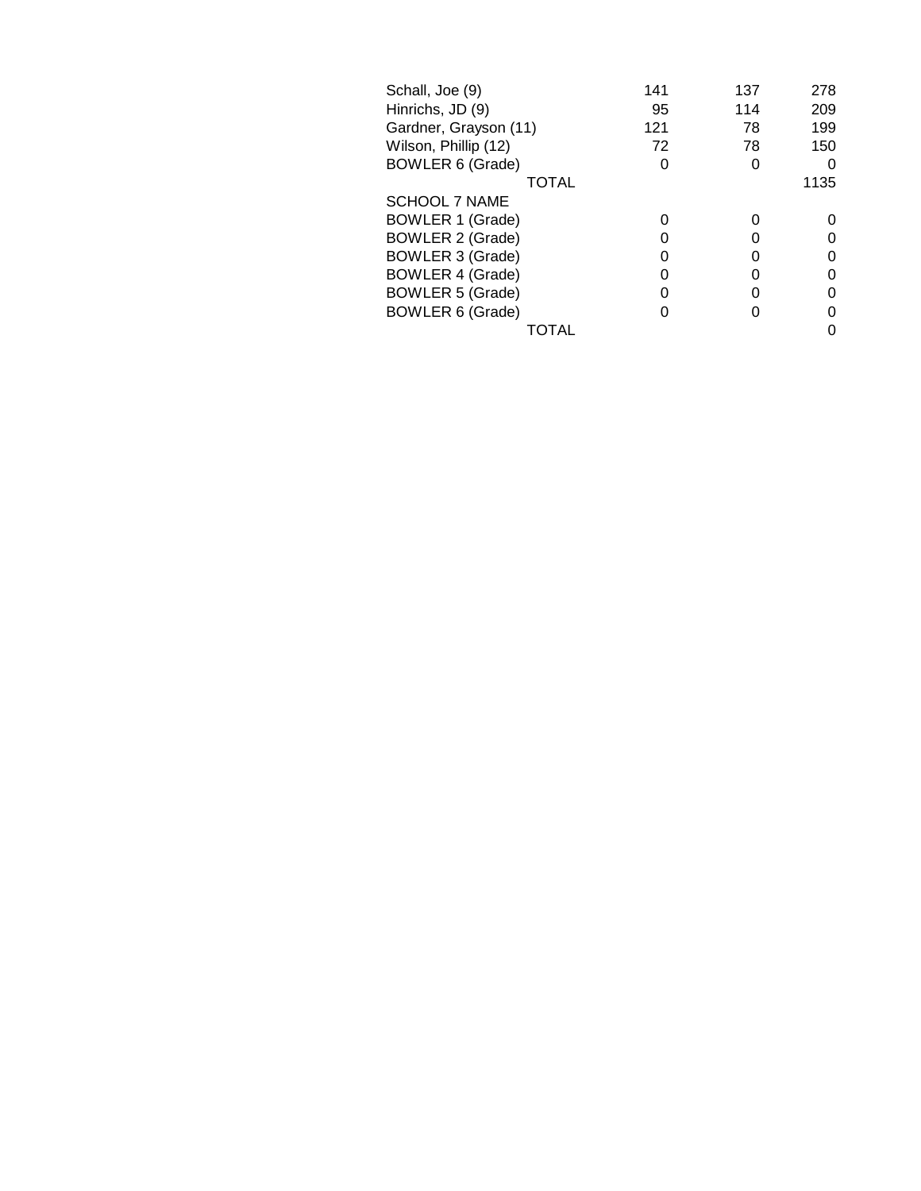| | | | |
|---|---|---|---|
| Schall, Joe (9) | 141 | 137 | 278 |
| Hinrichs, JD (9) | 95 | 114 | 209 |
| Gardner, Grayson (11) | 121 | 78 | 199 |
| Wilson, Phillip (12) | 72 | 78 | 150 |
| BOWLER 6 (Grade) | 0 | 0 | 0 |
| TOTAL | | | 1135 |
| SCHOOL 7 NAME | | | |
| BOWLER 1 (Grade) | 0 | 0 | 0 |
| BOWLER 2 (Grade) | 0 | 0 | 0 |
| BOWLER 3 (Grade) | 0 | 0 | 0 |
| BOWLER 4 (Grade) | 0 | 0 | 0 |
| BOWLER 5 (Grade) | 0 | 0 | 0 |
| BOWLER 6 (Grade) | 0 | 0 | 0 |
| TOTAL | | | 0 |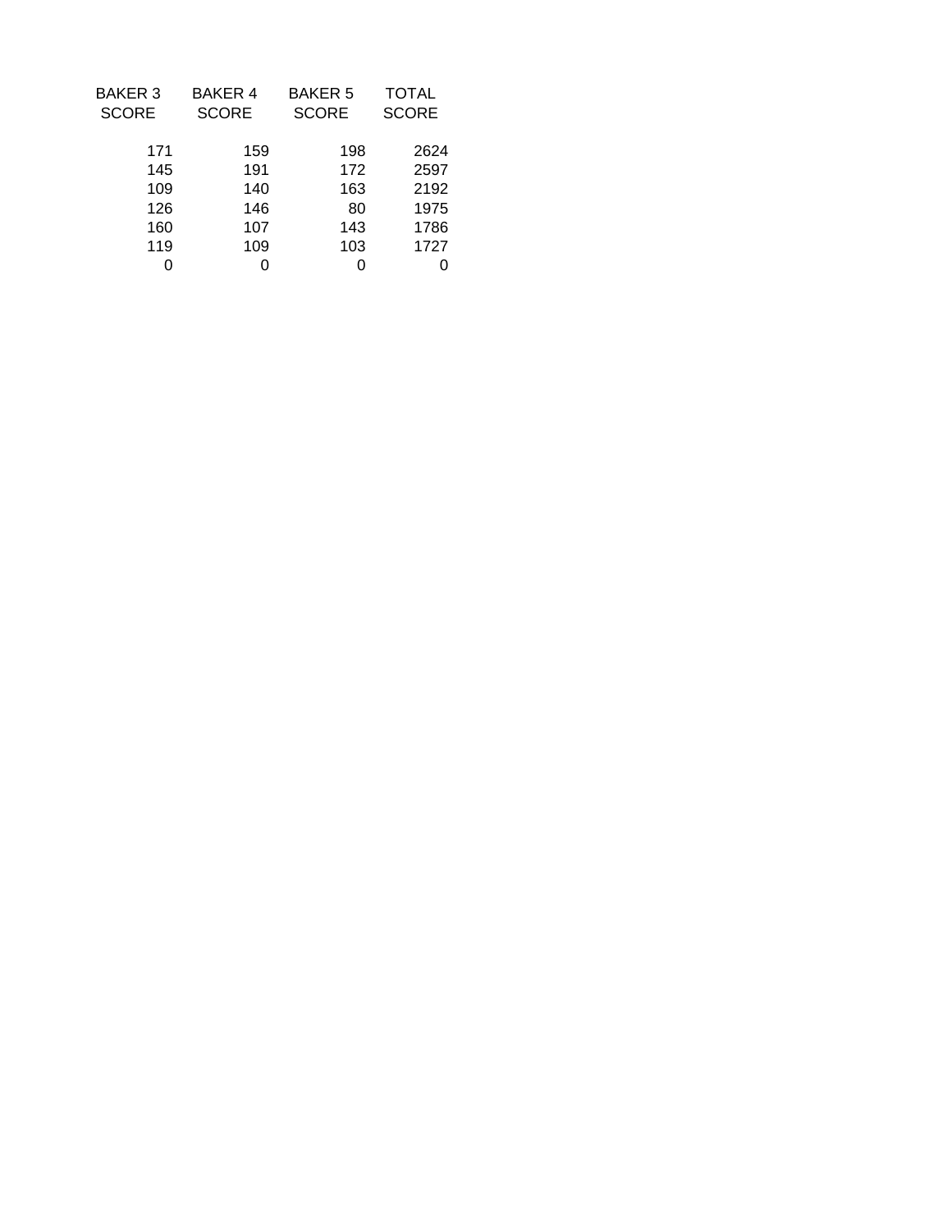| BAKER 3 SCORE | BAKER 4 SCORE | BAKER 5 SCORE | TOTAL SCORE |
|---|---|---|---|
| 171 | 159 | 198 | 2624 |
| 145 | 191 | 172 | 2597 |
| 109 | 140 | 163 | 2192 |
| 126 | 146 | 80 | 1975 |
| 160 | 107 | 143 | 1786 |
| 119 | 109 | 103 | 1727 |
| 0 | 0 | 0 | 0 |